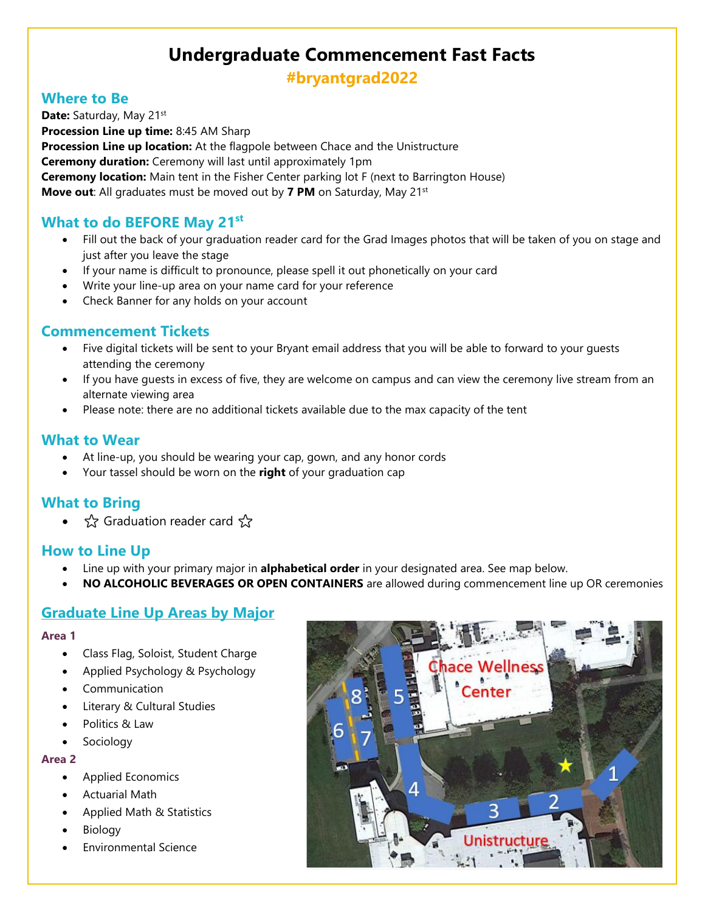# Undergraduate Commencement Fast Facts

**#bryantgrad2022**

## Where to Be

**Date:** Saturday, May 21st
**Procession Line up time:** 8:45 AM Sharp
**Procession Line up location:** At the flagpole between Chace and the Unistructure
**Ceremony duration:** Ceremony will last until approximately 1pm
**Ceremony location:** Main tent in the Fisher Center parking lot F (next to Barrington House)
**Move out**: All graduates must be moved out by **7 PM** on Saturday, May 21st

## What to do BEFORE May 21st

- Fill out the back of your graduation reader card for the Grad Images photos that will be taken of you on stage and just after you leave the stage
- If your name is difficult to pronounce, please spell it out phonetically on your card
- Write your line-up area on your name card for your reference
- Check Banner for any holds on your account

## Commencement Tickets

- Five digital tickets will be sent to your Bryant email address that you will be able to forward to your guests attending the ceremony
- If you have guests in excess of five, they are welcome on campus and can view the ceremony live stream from an alternate viewing area
- Please note: there are no additional tickets available due to the max capacity of the tent

## What to Wear

- At line-up, you should be wearing your cap, gown, and any honor cords
- Your tassel should be worn on the **right** of your graduation cap

## What to Bring

- ☆ Graduation reader card ☆

## How to Line Up

- Line up with your primary major in **alphabetical order** in your designated area. See map below.
- **NO ALCOHOLIC BEVERAGES OR OPEN CONTAINERS** are allowed during commencement line up OR ceremonies

## Graduate Line Up Areas by Major

### Area 1

- Class Flag, Soloist, Student Charge
- Applied Psychology & Psychology
- Communication
- Literary & Cultural Studies
- Politics & Law
- Sociology

### Area 2

- Applied Economics
- Actuarial Math
- Applied Math & Statistics
- Biology
- Environmental Science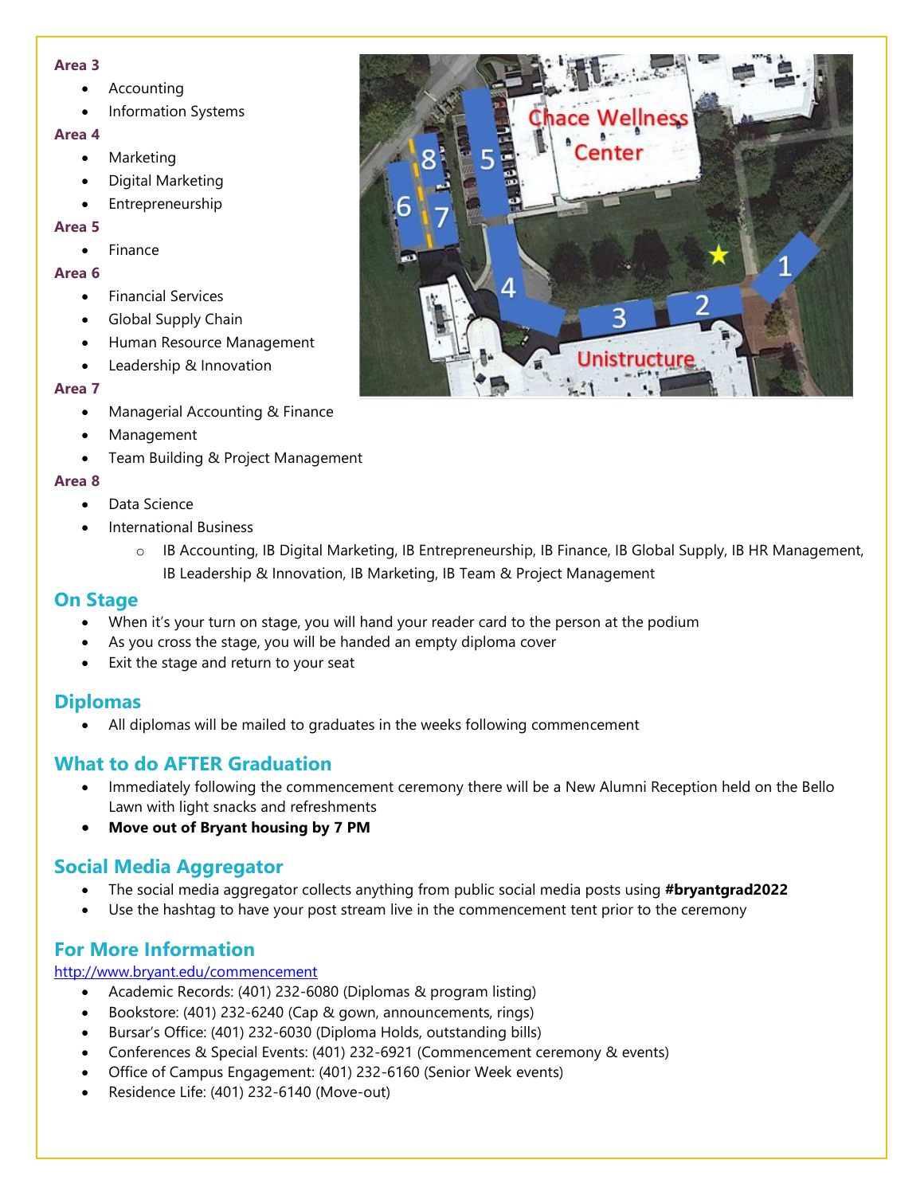**Area 3**

- Accounting
- Information Systems

**Area 4**

- Marketing
- Digital Marketing
- Entrepreneurship

**Area 5**

- Finance

**Area 6**

- Financial Services
- Global Supply Chain
- Human Resource Management
- Leadership & Innovation

**Area 7**

- Managerial Accounting & Finance
- Management
- Team Building & Project Management

**Area 8**

- Data Science
- International Business
    - IB Accounting, IB Digital Marketing, IB Entrepreneurship, IB Finance, IB Global Supply, IB HR Management, IB Leadership & Innovation, IB Marketing, IB Team & Project Management

## On Stage

- When it's your turn on stage, you will hand your reader card to the person at the podium
- As you cross the stage, you will be handed an empty diploma cover
- Exit the stage and return to your seat

## Diplomas

- All diplomas will be mailed to graduates in the weeks following commencement

## What to do AFTER Graduation

- Immediately following the commencement ceremony there will be a New Alumni Reception held on the Bello Lawn with light snacks and refreshments
- **Move out of Bryant housing by 7 PM**

## Social Media Aggregator

- The social media aggregator collects anything from public social media posts using **#bryantgrad2022**
- Use the hashtag to have your post stream live in the commencement tent prior to the ceremony

## For More Information

http://www.bryant.edu/commencement

- Academic Records: (401) 232-6080 (Diplomas & program listing)
- Bookstore: (401) 232-6240 (Cap & gown, announcements, rings)
- Bursar's Office: (401) 232-6030 (Diploma Holds, outstanding bills)
- Conferences & Special Events: (401) 232-6921 (Commencement ceremony & events)
- Office of Campus Engagement: (401) 232-6160 (Senior Week events)
- Residence Life: (401) 232-6140 (Move-out)